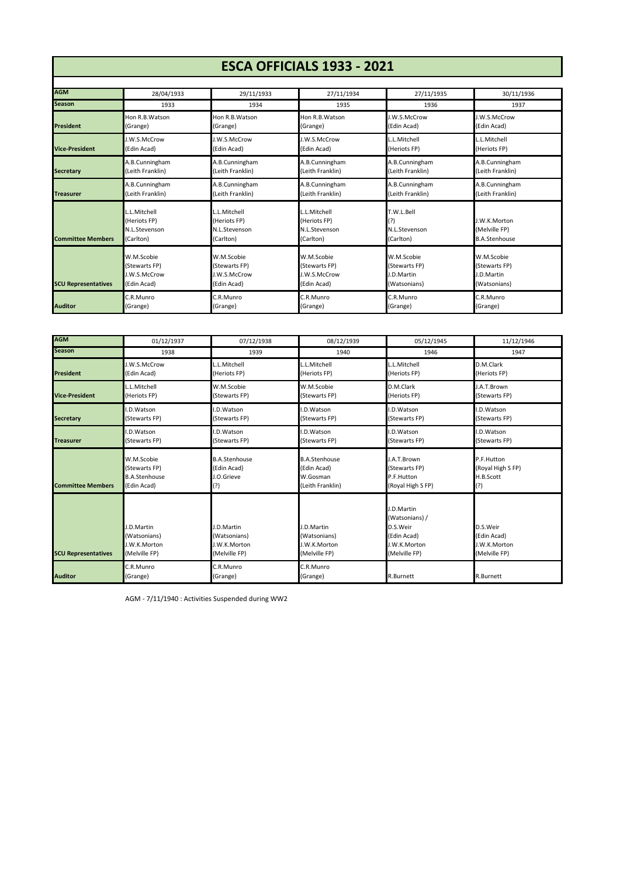# ESCA OFFICIALS 1933 - 2021

| AGM | 28/04/1933 | 29/11/1933 | 27/11/1934 | 27/11/1935 | 30/11/1936 |
|---|---|---|---|---|---|
| **Season** | 1933 | 1934 | 1935 | 1936 | 1937 |
| **President** | Hon R.B.Watson (Grange) | Hon R.B.Watson (Grange) | Hon R.B.Watson (Grange) | J.W.S.McCrow (Edin Acad) | J.W.S.McCrow (Edin Acad) |
| **Vice-President** | J.W.S.McCrow (Edin Acad) | J.W.S.McCrow (Edin Acad) | J.W.S.McCrow (Edin Acad) | L.L.Mitchell (Heriots FP) | L.L.Mitchell (Heriots FP) |
| **Secretary** | A.B.Cunningham (Leith Franklin) | A.B.Cunningham (Leith Franklin) | A.B.Cunningham (Leith Franklin) | A.B.Cunningham (Leith Franklin) | A.B.Cunningham (Leith Franklin) |
| **Treasurer** | A.B.Cunningham (Leith Franklin) | A.B.Cunningham (Leith Franklin) | A.B.Cunningham (Leith Franklin) | A.B.Cunningham (Leith Franklin) | A.B.Cunningham (Leith Franklin) |
| **Committee Members** | L.L.Mitchell (Heriots FP) N.L.Stevenson (Carlton) | L.L.Mitchell (Heriots FP) N.L.Stevenson (Carlton) | L.L.Mitchell (Heriots FP) N.L.Stevenson (Carlton) | T.W.L.Bell (?) N.L.Stevenson (Carlton) | J.W.K.Morton (Melville FP) B.A.Stenhouse |
| **SCU Representatives** | W.M.Scobie (Stewarts FP) J.W.S.McCrow (Edin Acad) | W.M.Scobie (Stewarts FP) J.W.S.McCrow (Edin Acad) | W.M.Scobie (Stewarts FP) J.W.S.McCrow (Edin Acad) | W.M.Scobie (Stewarts FP) J.D.Martin (Watsonians) | W.M.Scobie (Stewarts FP) J.D.Martin (Watsonians) |
| **Auditor** | C.R.Munro (Grange) | C.R.Munro (Grange) | C.R.Munro (Grange) | C.R.Munro (Grange) | C.R.Munro (Grange) |

| AGM | 01/12/1937 | 07/12/1938 | 08/12/1939 | 05/12/1945 | 11/12/1946 |
|---|---|---|---|---|---|
| **Season** | 1938 | 1939 | 1940 | 1946 | 1947 |
| **President** | J.W.S.McCrow (Edin Acad) | L.L.Mitchell (Heriots FP) | L.L.Mitchell (Heriots FP) | L.L.Mitchell (Heriots FP) | D.M.Clark (Heriots FP) |
| **Vice-President** | L.L.Mitchell (Heriots FP) | W.M.Scobie (Stewarts FP) | W.M.Scobie (Stewarts FP) | D.M.Clark (Heriots FP) | J.A.T.Brown (Stewarts FP) |
| **Secretary** | I.D.Watson (Stewarts FP) | I.D.Watson (Stewarts FP) | I.D.Watson (Stewarts FP) | I.D.Watson (Stewarts FP) | I.D.Watson (Stewarts FP) |
| **Treasurer** | I.D.Watson (Stewarts FP) | I.D.Watson (Stewarts FP) | I.D.Watson (Stewarts FP) | I.D.Watson (Stewarts FP) | I.D.Watson (Stewarts FP) |
| **Committee Members** | W.M.Scobie (Stewarts FP) B.A.Stenhouse (Edin Acad) | B.A.Stenhouse (Edin Acad) J.O.Grieve (?) | B.A.Stenhouse (Edin Acad) W.Gosman (Leith Franklin) | J.A.T.Brown (Stewarts FP) P.F.Hutton (Royal High S FP) | P.F.Hutton (Royal High S FP) H.B.Scott (?) |
| **SCU Representatives** | J.D.Martin (Watsonians) J.W.K.Morton (Melville FP) | J.D.Martin (Watsonians) J.W.K.Morton (Melville FP) | J.D.Martin (Watsonians) J.W.K.Morton (Melville FP) | J.D.Martin (Watsonians) / D.S.Weir (Edin Acad) J.W.K.Morton (Melville FP) | D.S.Weir (Edin Acad) J.W.K.Morton (Melville FP) |
| **Auditor** | C.R.Munro (Grange) | C.R.Munro (Grange) | C.R.Munro (Grange) | R.Burnett | R.Burnett |

AGM - 7/11/1940 : Activities Suspended during WW2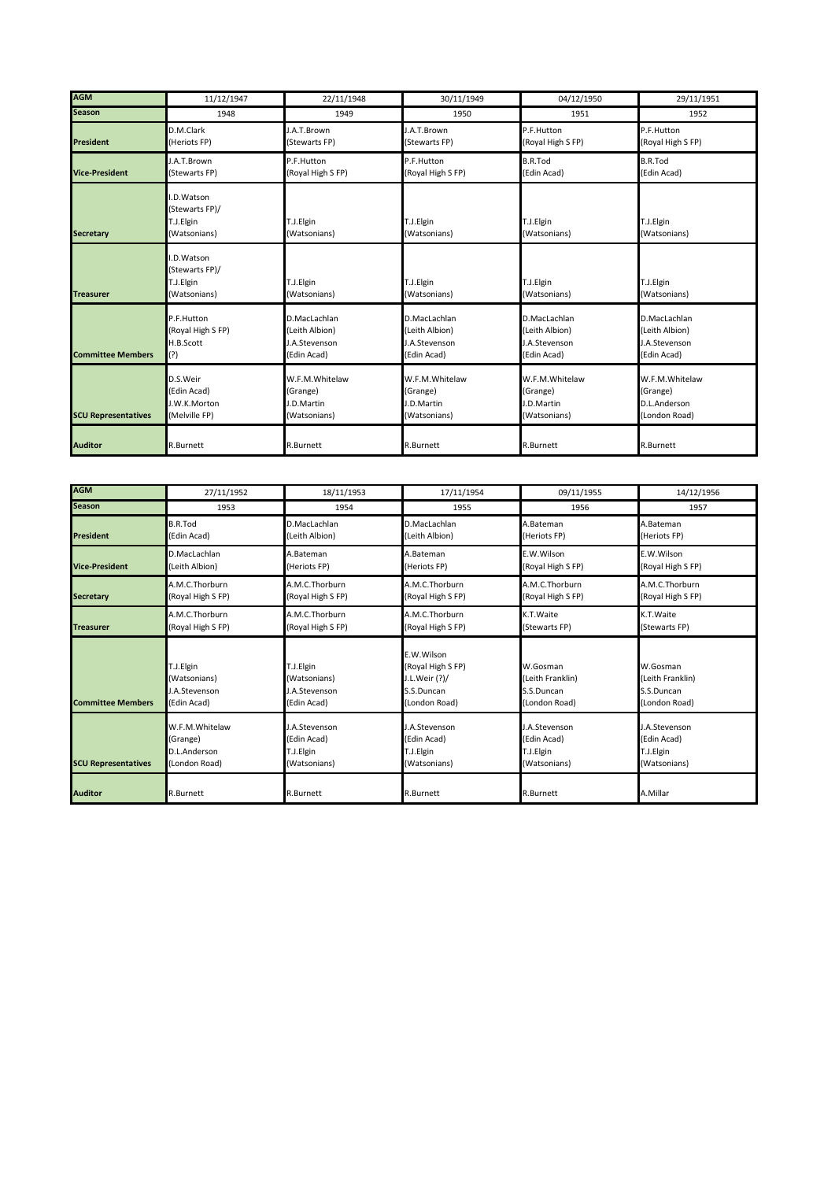| AGM | 11/12/1947 | 22/11/1948 | 30/11/1949 | 04/12/1950 | 29/11/1951 |
| --- | --- | --- | --- | --- | --- |
| Season | 1948 | 1949 | 1950 | 1951 | 1952 |
| President | D.M.Clark (Heriots FP) | J.A.T.Brown (Stewarts FP) | J.A.T.Brown (Stewarts FP) | P.F.Hutton (Royal High S FP) | P.F.Hutton (Royal High S FP) |
| Vice-President | J.A.T.Brown (Stewarts FP) | P.F.Hutton (Royal High S FP) | P.F.Hutton (Royal High S FP) | B.R.Tod (Edin Acad) | B.R.Tod (Edin Acad) |
| Secretary | I.D.Watson (Stewarts FP)/ T.J.Elgin (Watsonians) | T.J.Elgin (Watsonians) | T.J.Elgin (Watsonians) | T.J.Elgin (Watsonians) | T.J.Elgin (Watsonians) |
| Treasurer | I.D.Watson (Stewarts FP)/ T.J.Elgin (Watsonians) | T.J.Elgin (Watsonians) | T.J.Elgin (Watsonians) | T.J.Elgin (Watsonians) | T.J.Elgin (Watsonians) |
| Committee Members | P.F.Hutton (Royal High S FP) H.B.Scott (?) | D.MacLachlan (Leith Albion) J.A.Stevenson (Edin Acad) | D.MacLachlan (Leith Albion) J.A.Stevenson (Edin Acad) | D.MacLachlan (Leith Albion) J.A.Stevenson (Edin Acad) | D.MacLachlan (Leith Albion) J.A.Stevenson (Edin Acad) |
| SCU Representatives | D.S.Weir (Edin Acad) J.W.K.Morton (Melville FP) | W.F.M.Whitelaw (Grange) J.D.Martin (Watsonians) | W.F.M.Whitelaw (Grange) J.D.Martin (Watsonians) | W.F.M.Whitelaw (Grange) J.D.Martin (Watsonians) | W.F.M.Whitelaw (Grange) D.L.Anderson (London Road) |
| Auditor | R.Burnett | R.Burnett | R.Burnett | R.Burnett | R.Burnett |

| AGM | 27/11/1952 | 18/11/1953 | 17/11/1954 | 09/11/1955 | 14/12/1956 |
| --- | --- | --- | --- | --- | --- |
| Season | 1953 | 1954 | 1955 | 1956 | 1957 |
| President | B.R.Tod (Edin Acad) | D.MacLachlan (Leith Albion) | D.MacLachlan (Leith Albion) | A.Bateman (Heriots FP) | A.Bateman (Heriots FP) |
| Vice-President | D.MacLachlan (Leith Albion) | A.Bateman (Heriots FP) | A.Bateman (Heriots FP) | E.W.Wilson (Royal High S FP) | E.W.Wilson (Royal High S FP) |
| Secretary | A.M.C.Thorburn (Royal High S FP) | A.M.C.Thorburn (Royal High S FP) | A.M.C.Thorburn (Royal High S FP) | A.M.C.Thorburn (Royal High S FP) | A.M.C.Thorburn (Royal High S FP) |
| Treasurer | A.M.C.Thorburn (Royal High S FP) | A.M.C.Thorburn (Royal High S FP) | A.M.C.Thorburn (Royal High S FP) | K.T.Waite (Stewarts FP) | K.T.Waite (Stewarts FP) |
| Committee Members | T.J.Elgin (Watsonians) J.A.Stevenson (Edin Acad) | T.J.Elgin (Watsonians) J.A.Stevenson (Edin Acad) | E.W.Wilson (Royal High S FP) J.L.Weir (?)/ S.S.Duncan (London Road) | W.Gosman (Leith Franklin) S.S.Duncan (London Road) | W.Gosman (Leith Franklin) S.S.Duncan (London Road) |
| SCU Representatives | W.F.M.Whitelaw (Grange) D.L.Anderson (London Road) | J.A.Stevenson (Edin Acad) T.J.Elgin (Watsonians) | J.A.Stevenson (Edin Acad) T.J.Elgin (Watsonians) | J.A.Stevenson (Edin Acad) T.J.Elgin (Watsonians) | J.A.Stevenson (Edin Acad) T.J.Elgin (Watsonians) |
| Auditor | R.Burnett | R.Burnett | R.Burnett | R.Burnett | A.Millar |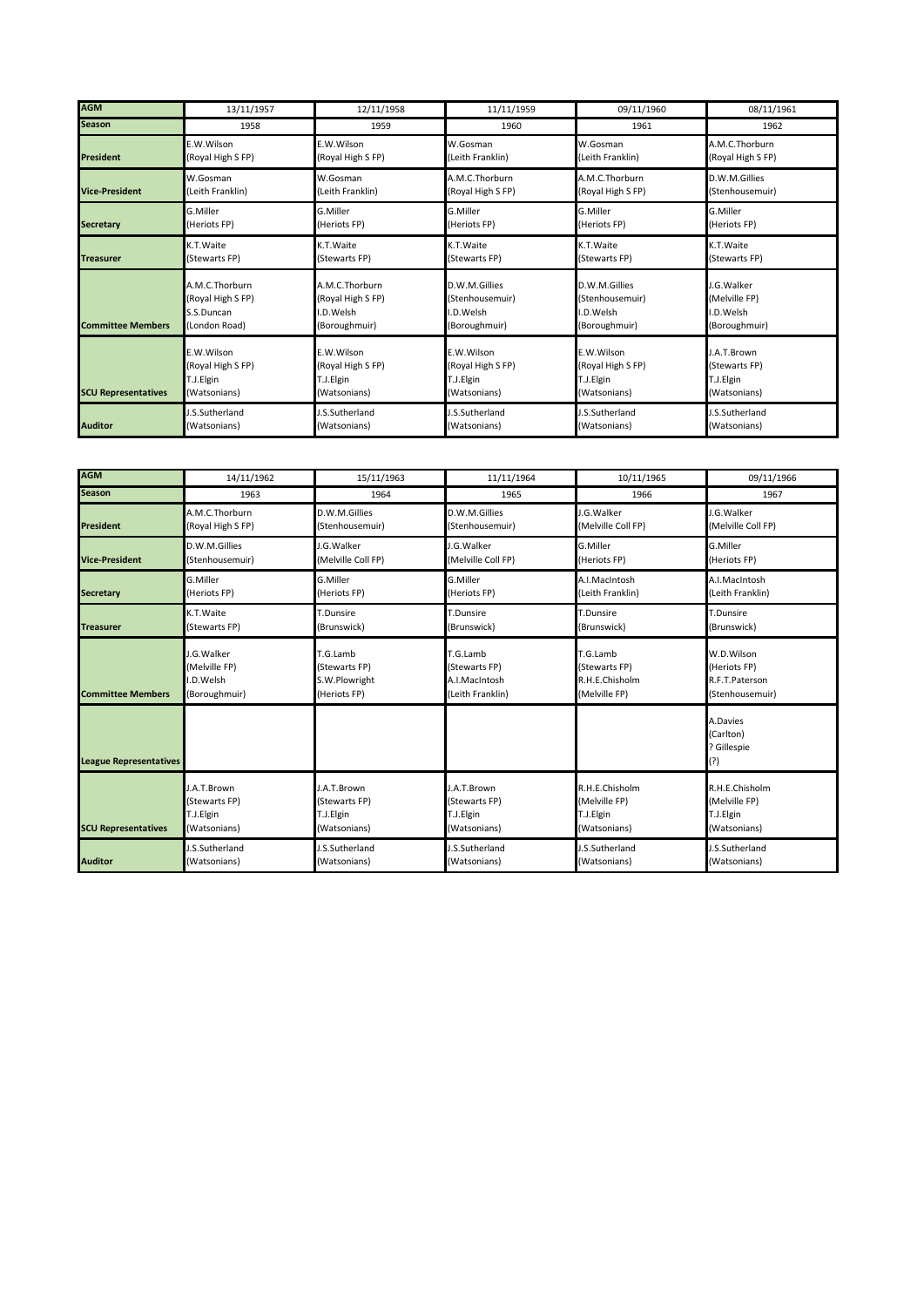| AGM | 13/11/1957 | 12/11/1958 | 11/11/1959 | 09/11/1960 | 08/11/1961 |
|---|---|---|---|---|---|
| Season | 1958 | 1959 | 1960 | 1961 | 1962 |
| President | E.W.Wilson (Royal High S FP) | E.W.Wilson (Royal High S FP) | W.Gosman (Leith Franklin) | W.Gosman (Leith Franklin) | A.M.C.Thorburn (Royal High S FP) |
| Vice-President | W.Gosman (Leith Franklin) | W.Gosman (Leith Franklin) | A.M.C.Thorburn (Royal High S FP) | A.M.C.Thorburn (Royal High S FP) | D.W.M.Gillies (Stenhousemuir) |
| Secretary | G.Miller (Heriots FP) | G.Miller (Heriots FP) | G.Miller (Heriots FP) | G.Miller (Heriots FP) | G.Miller (Heriots FP) |
| Treasurer | K.T.Waite (Stewarts FP) | K.T.Waite (Stewarts FP) | K.T.Waite (Stewarts FP) | K.T.Waite (Stewarts FP) | K.T.Waite (Stewarts FP) |
| Committee Members | A.M.C.Thorburn (Royal High S FP) S.S.Duncan (London Road) | A.M.C.Thorburn (Royal High S FP) I.D.Welsh (Boroughmuir) | D.W.M.Gillies (Stenhousemuir) I.D.Welsh (Boroughmuir) | D.W.M.Gillies (Stenhousemuir) I.D.Welsh (Boroughmuir) | J.G.Walker (Melville FP) I.D.Welsh (Boroughmuir) |
| SCU Representatives | E.W.Wilson (Royal High S FP) T.J.Elgin (Watsonians) | E.W.Wilson (Royal High S FP) T.J.Elgin (Watsonians) | E.W.Wilson (Royal High S FP) T.J.Elgin (Watsonians) | E.W.Wilson (Royal High S FP) T.J.Elgin (Watsonians) | J.A.T.Brown (Stewarts FP) T.J.Elgin (Watsonians) |
| Auditor | J.S.Sutherland (Watsonians) | J.S.Sutherland (Watsonians) | J.S.Sutherland (Watsonians) | J.S.Sutherland (Watsonians) | J.S.Sutherland (Watsonians) |

| AGM | 14/11/1962 | 15/11/1963 | 11/11/1964 | 10/11/1965 | 09/11/1966 |
|---|---|---|---|---|---|
| Season | 1963 | 1964 | 1965 | 1966 | 1967 |
| President | A.M.C.Thorburn (Royal High S FP) | D.W.M.Gillies (Stenhousemuir) | D.W.M.Gillies (Stenhousemuir) | J.G.Walker (Melville Coll FP) | J.G.Walker (Melville Coll FP) |
| Vice-President | D.W.M.Gillies (Stenhousemuir) | J.G.Walker (Melville Coll FP) | J.G.Walker (Melville Coll FP) | G.Miller (Heriots FP) | G.Miller (Heriots FP) |
| Secretary | G.Miller (Heriots FP) | G.Miller (Heriots FP) | G.Miller (Heriots FP) | A.I.MacIntosh (Leith Franklin) | A.I.MacIntosh (Leith Franklin) |
| Treasurer | K.T.Waite (Stewarts FP) | T.Dunsire (Brunswick) | T.Dunsire (Brunswick) | T.Dunsire (Brunswick) | T.Dunsire (Brunswick) |
| Committee Members | J.G.Walker (Melville FP) I.D.Welsh (Boroughmuir) | T.G.Lamb (Stewarts FP) S.W.Plowright (Heriots FP) | T.G.Lamb (Stewarts FP) A.I.MacIntosh (Leith Franklin) | T.G.Lamb (Stewarts FP) R.H.E.Chisholm (Melville FP) | W.D.Wilson (Heriots FP) R.F.T.Paterson (Stenhousemuir) |
| League Representatives | | | | | A.Davies (Carlton) ? Gillespie (?) |
| SCU Representatives | J.A.T.Brown (Stewarts FP) T.J.Elgin (Watsonians) | J.A.T.Brown (Stewarts FP) T.J.Elgin (Watsonians) | J.A.T.Brown (Stewarts FP) T.J.Elgin (Watsonians) | R.H.E.Chisholm (Melville FP) T.J.Elgin (Watsonians) | R.H.E.Chisholm (Melville FP) T.J.Elgin (Watsonians) |
| Auditor | J.S.Sutherland (Watsonians) | J.S.Sutherland (Watsonians) | J.S.Sutherland (Watsonians) | J.S.Sutherland (Watsonians) | J.S.Sutherland (Watsonians) |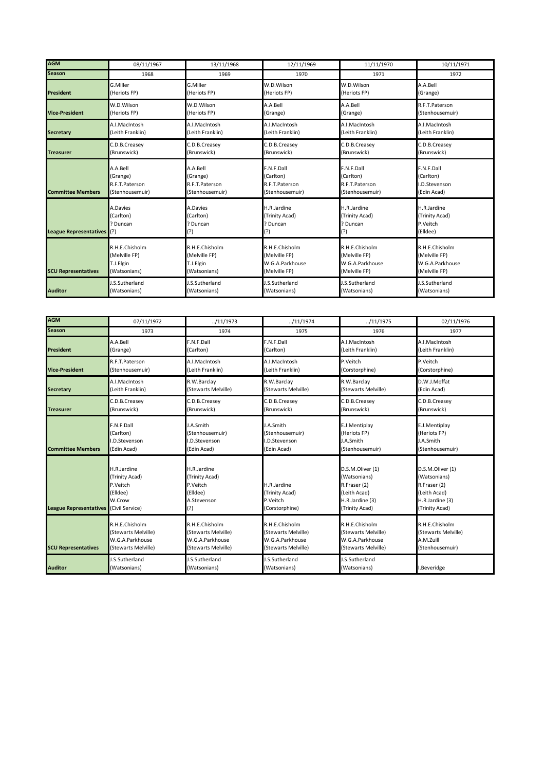| AGM | 08/11/1967 | 13/11/1968 | 12/11/1969 | 11/11/1970 | 10/11/1971 |
|---|---|---|---|---|---|
| **Season** | 1968 | 1969 | 1970 | 1971 | 1972 |
| **President** | G.Miller (Heriots FP) | G.Miller (Heriots FP) | W.D.Wilson (Heriots FP) | W.D.Wilson (Heriots FP) | A.A.Bell (Grange) |
| **Vice-President** | W.D.Wilson (Heriots FP) | W.D.Wilson (Heriots FP) | A.A.Bell (Grange) | A.A.Bell (Grange) | R.F.T.Paterson (Stenhousemuir) |
| **Secretary** | A.I.MacIntosh (Leith Franklin) | A.I.MacIntosh (Leith Franklin) | A.I.MacIntosh (Leith Franklin) | A.I.MacIntosh (Leith Franklin) | A.I.MacIntosh (Leith Franklin) |
| **Treasurer** | C.D.B.Creasey (Brunswick) | C.D.B.Creasey (Brunswick) | C.D.B.Creasey (Brunswick) | C.D.B.Creasey (Brunswick) | C.D.B.Creasey (Brunswick) |
| **Committee Members** | A.A.Bell (Grange) R.F.T.Paterson (Stenhousemuir) | A.A.Bell (Grange) R.F.T.Paterson (Stenhousemuir) | F.N.F.Dall (Carlton) R.F.T.Paterson (Stenhousemuir) | F.N.F.Dall (Carlton) R.F.T.Paterson (Stenhousemuir) | F.N.F.Dall (Carlton) I.D.Stevenson (Edin Acad) |
| **League Representatives** | A.Davies (Carlton) ? Duncan (?) | A.Davies (Carlton) ? Duncan (?) | H.R.Jardine (Trinity Acad) ? Duncan (?) | H.R.Jardine (Trinity Acad) ? Duncan (?) | H.R.Jardine (Trinity Acad) P.Veitch (Elldee) |
| **SCU Representatives** | R.H.E.Chisholm (Melville FP) T.J.Elgin (Watsonians) | R.H.E.Chisholm (Melville FP) T.J.Elgin (Watsonians) | R.H.E.Chisholm (Melville FP) W.G.A.Parkhouse (Melville FP) | R.H.E.Chisholm (Melville FP) W.G.A.Parkhouse (Melville FP) | R.H.E.Chisholm (Melville FP) W.G.A.Parkhouse (Melville FP) |
| **Auditor** | J.S.Sutherland (Watsonians) | J.S.Sutherland (Watsonians) | J.S.Sutherland (Watsonians) | J.S.Sutherland (Watsonians) | J.S.Sutherland (Watsonians) |

| AGM | 07/11/1972 | ../11/1973 | ../11/1974 | ../11/1975 | 02/11/1976 |
|---|---|---|---|---|---|
| **Season** | 1973 | 1974 | 1975 | 1976 | 1977 |
| **President** | A.A.Bell (Grange) | F.N.F.Dall (Carlton) | F.N.F.Dall (Carlton) | A.I.MacIntosh (Leith Franklin) | A.I.MacIntosh (Leith Franklin) |
| **Vice-President** | R.F.T.Paterson (Stenhousemuir) | A.I.MacIntosh (Leith Franklin) | A.I.MacIntosh (Leith Franklin) | P.Veitch (Corstorphine) | P.Veitch (Corstorphine) |
| **Secretary** | A.I.MacIntosh (Leith Franklin) | R.W.Barclay (Stewarts Melville) | R.W.Barclay (Stewarts Melville) | R.W.Barclay (Stewarts Melville) | D.W.J.Moffat (Edin Acad) |
| **Treasurer** | C.D.B.Creasey (Brunswick) | C.D.B.Creasey (Brunswick) | C.D.B.Creasey (Brunswick) | C.D.B.Creasey (Brunswick) | C.D.B.Creasey (Brunswick) |
| **Committee Members** | F.N.F.Dall (Carlton) I.D.Stevenson (Edin Acad) | J.A.Smith (Stenhousemuir) I.D.Stevenson (Edin Acad) | J.A.Smith (Stenhousemuir) I.D.Stevenson (Edin Acad) | E.J.Mentiplay (Heriots FP) J.A.Smith (Stenhousemuir) | E.J.Mentiplay (Heriots FP) J.A.Smith (Stenhousemuir) |
| **League Representatives** | H.R.Jardine (Trinity Acad) P.Veitch (Elldee) W.Crow (Civil Service) | H.R.Jardine (Trinity Acad) P.Veitch (Elldee) A.Stevenson (?) | H.R.Jardine (Trinity Acad) P.Veitch (Corstorphine) | D.S.M.Oliver (1) (Watsonians) R.Fraser (2) (Leith Acad) H.R.Jardine (3) (Trinity Acad) | D.S.M.Oliver (1) (Watsonians) R.Fraser (2) (Leith Acad) H.R.Jardine (3) (Trinity Acad) |
| **SCU Representatives** | R.H.E.Chisholm (Stewarts Melville) W.G.A.Parkhouse (Stewarts Melville) | R.H.E.Chisholm (Stewarts Melville) W.G.A.Parkhouse (Stewarts Melville) | R.H.E.Chisholm (Stewarts Melville) W.G.A.Parkhouse (Stewarts Melville) | R.H.E.Chisholm (Stewarts Melville) W.G.A.Parkhouse (Stewarts Melville) | R.H.E.Chisholm (Stewarts Melville) A.M.Zuill (Stenhousemuir) |
| **Auditor** | J.S.Sutherland (Watsonians) | J.S.Sutherland (Watsonians) | J.S.Sutherland (Watsonians) | J.S.Sutherland (Watsonians) | I.Beveridge |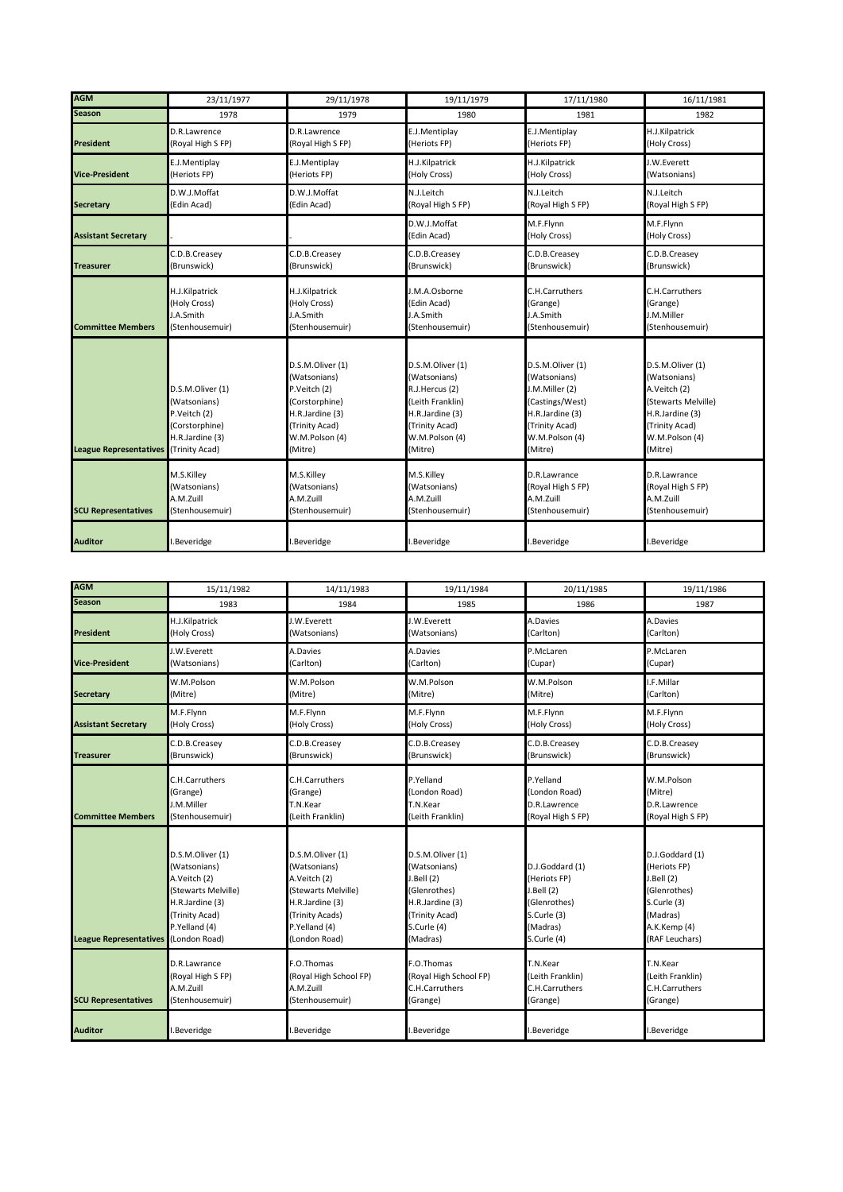| AGM | 23/11/1977 | 29/11/1978 | 19/11/1979 | 17/11/1980 | 16/11/1981 |
|---|---|---|---|---|---|
| Season | 1978 | 1979 | 1980 | 1981 | 1982 |
| President | D.R.Lawrence (Royal High S FP) | D.R.Lawrence (Royal High S FP) | E.J.Mentiplay (Heriots FP) | E.J.Mentiplay (Heriots FP) | H.J.Kilpatrick (Holy Cross) |
| Vice-President | E.J.Mentiplay (Heriots FP) | E.J.Mentiplay (Heriots FP) | H.J.Kilpatrick (Holy Cross) | H.J.Kilpatrick (Holy Cross) | J.W.Everett (Watsonians) |
| Secretary | D.W.J.Moffat (Edin Acad) | D.W.J.Moffat (Edin Acad) | N.J.Leitch (Royal High S FP) | N.J.Leitch (Royal High S FP) | N.J.Leitch (Royal High S FP) |
| Assistant Secretary | - | - | D.W.J.Moffat (Edin Acad) | M.F.Flynn (Holy Cross) | M.F.Flynn (Holy Cross) |
| Treasurer | C.D.B.Creasey (Brunswick) | C.D.B.Creasey (Brunswick) | C.D.B.Creasey (Brunswick) | C.D.B.Creasey (Brunswick) | C.D.B.Creasey (Brunswick) |
| Committee Members | H.J.Kilpatrick (Holy Cross) J.A.Smith (Stenhousemuir) | H.J.Kilpatrick (Holy Cross) J.A.Smith (Stenhousemuir) | J.M.A.Osborne (Edin Acad) J.A.Smith (Stenhousemuir) | C.H.Carruthers (Grange) J.A.Smith (Stenhousemuir) | C.H.Carruthers (Grange) J.M.Miller (Stenhousemuir) |
| League Representatives | D.S.M.Oliver (1) (Watsonians) P.Veitch (2) (Corstorphine) H.R.Jardine (3) (Trinity Acad) | D.S.M.Oliver (1) (Watsonians) P.Veitch (2) (Corstorphine) H.R.Jardine (3) (Trinity Acads) W.M.Polson (4) (Mitre) | D.S.M.Oliver (1) (Watsonians) R.J.Hercus (2) (Leith Franklin) H.R.Jardine (3) (Trinity Acad) W.M.Polson (4) (Mitre) | D.S.M.Oliver (1) (Watsonians) J.M.Miller (2) (Castings/West) H.R.Jardine (3) (Trinity Acad) W.M.Polson (4) (Mitre) | D.S.M.Oliver (1) (Watsonians) A.Veitch (2) (Stewarts Melville) H.R.Jardine (3) (Trinity Acad) W.M.Polson (4) (Mitre) |
| SCU Representatives | M.S.Killey (Watsonians) A.M.Zuill (Stenhousemuir) | M.S.Killey (Watsonians) A.M.Zuill (Stenhousemuir) | M.S.Killey (Watsonians) A.M.Zuill (Stenhousemuir) | D.R.Lawrance (Royal High S FP) A.M.Zuill (Stenhousemuir) | D.R.Lawrance (Royal High S FP) A.M.Zuill (Stenhousemuir) |
| Auditor | I.Beveridge | I.Beveridge | I.Beveridge | I.Beveridge | I.Beveridge |

| AGM | 15/11/1982 | 14/11/1983 | 19/11/1984 | 20/11/1985 | 19/11/1986 |
|---|---|---|---|---|---|
| Season | 1983 | 1984 | 1985 | 1986 | 1987 |
| President | H.J.Kilpatrick (Holy Cross) | J.W.Everett (Watsonians) | J.W.Everett (Watsonians) | A.Davies (Carlton) | A.Davies (Carlton) |
| Vice-President | J.W.Everett (Watsonians) | A.Davies (Carlton) | A.Davies (Carlton) | P.McLaren (Cupar) | P.McLaren (Cupar) |
| Secretary | W.M.Polson (Mitre) | W.M.Polson (Mitre) | W.M.Polson (Mitre) | W.M.Polson (Mitre) | I.F.Millar (Carlton) |
| Assistant Secretary | M.F.Flynn (Holy Cross) | M.F.Flynn (Holy Cross) | M.F.Flynn (Holy Cross) | M.F.Flynn (Holy Cross) | M.F.Flynn (Holy Cross) |
| Treasurer | C.D.B.Creasey (Brunswick) | C.D.B.Creasey (Brunswick) | C.D.B.Creasey (Brunswick) | C.D.B.Creasey (Brunswick) | C.D.B.Creasey (Brunswick) |
| Committee Members | C.H.Carruthers (Grange) J.M.Miller (Stenhousemuir) | C.H.Carruthers (Grange) T.N.Kear (Leith Franklin) | P.Yelland (London Road) T.N.Kear (Leith Franklin) | P.Yelland (London Road) D.R.Lawrence (Royal High S FP) | W.M.Polson (Mitre) D.R.Lawrence (Royal High S FP) |
| League Representatives | D.S.M.Oliver (1) (Watsonians) A.Veitch (2) (Stewarts Melville) H.R.Jardine (3) (Trinity Acad) P.Yelland (4) (London Road) | D.S.M.Oliver (1) (Watsonians) A.Veitch (2) (Stewarts Melville) H.R.Jardine (3) (Trinity Acads) P.Yelland (4) (London Road) | D.S.M.Oliver (1) (Watsonians) J.Bell (2) (Glenrothes) H.R.Jardine (3) (Trinity Acad) S.Curle (4) (Madras) | D.J.Goddard (1) (Heriots FP) J.Bell (2) (Glenrothes) S.Curle (3) (Madras) S.Curle (4) | D.J.Goddard (1) (Heriots FP) J.Bell (2) (Glenrothes) S.Curle (3) (Madras) A.K.Kemp (4) (RAF Leuchars) |
| SCU Representatives | D.R.Lawrance (Royal High S FP) A.M.Zuill (Stenhousemuir) | F.O.Thomas (Royal High School FP) A.M.Zuill (Stenhousemuir) | F.O.Thomas (Royal High School FP) C.H.Carruthers (Grange) | T.N.Kear (Leith Franklin) C.H.Carruthers (Grange) | T.N.Kear (Leith Franklin) C.H.Carruthers (Grange) |
| Auditor | I.Beveridge | I.Beveridge | I.Beveridge | I.Beveridge | I.Beveridge |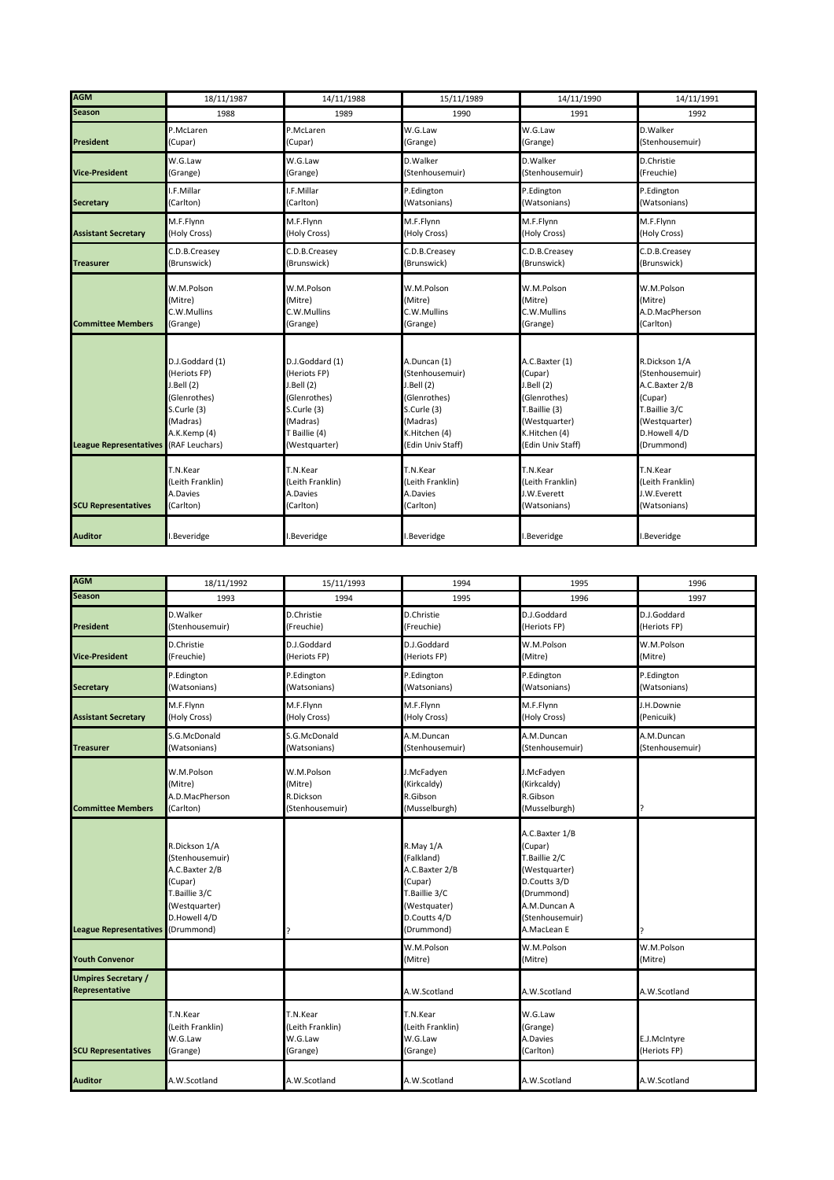| AGM | 18/11/1987 | 14/11/1988 | 15/11/1989 | 14/11/1990 | 14/11/1991 |
|---|---|---|---|---|---|
| **Season** | 1988 | 1989 | 1990 | 1991 | 1992 |
| **President** | P.McLaren (Cupar) | P.McLaren (Cupar) | W.G.Law (Grange) | W.G.Law (Grange) | D.Walker (Stenhousemuir) |
| **Vice-President** | W.G.Law (Grange) | W.G.Law (Grange) | D.Walker (Stenhousemuir) | D.Walker (Stenhousemuir) | D.Christie (Freuchie) |
| **Secretary** | I.F.Millar (Carlton) | I.F.Millar (Carlton) | P.Edington (Watsonians) | P.Edington (Watsonians) | P.Edington (Watsonians) |
| **Assistant Secretary** | M.F.Flynn (Holy Cross) | M.F.Flynn (Holy Cross) | M.F.Flynn (Holy Cross) | M.F.Flynn (Holy Cross) | M.F.Flynn (Holy Cross) |
| **Treasurer** | C.D.B.Creasey (Brunswick) | C.D.B.Creasey (Brunswick) | C.D.B.Creasey (Brunswick) | C.D.B.Creasey (Brunswick) | C.D.B.Creasey (Brunswick) |
| **Committee Members** | W.M.Polson (Mitre) C.W.Mullins (Grange) | W.M.Polson (Mitre) C.W.Mullins (Grange) | W.M.Polson (Mitre) C.W.Mullins (Grange) | W.M.Polson (Mitre) C.W.Mullins (Grange) | W.M.Polson (Mitre) A.D.MacPherson (Carlton) |
| **League Representatives** | D.J.Goddard (1) (Heriots FP) J.Bell (2) (Glenrothes) S.Curle (3) (Madras) A.K.Kemp (4) (RAF Leuchars) | D.J.Goddard (1) (Heriots FP) J.Bell (2) (Glenrothes) S.Curle (3) (Madras) T Baillie (4) (Westquarter) | A.Duncan (1) (Stenhousemuir) J.Bell (2) (Glenrothes) S.Curle (3) (Madras) K.Hitchen (4) (Edin Univ Staff) | A.C.Baxter (1) (Cupar) J.Bell (2) (Glenrothes) T.Baillie (3) (Westquarter) K.Hitchen (4) (Edin Univ Staff) | R.Dickson 1/A (Stenhousemuir) A.C.Baxter 2/B (Cupar) T.Baillie 3/C (Westquarter) D.Howell 4/D (Drummond) |
| **SCU Representatives** | T.N.Kear (Leith Franklin) A.Davies (Carlton) | T.N.Kear (Leith Franklin) A.Davies (Carlton) | T.N.Kear (Leith Franklin) A.Davies (Carlton) | T.N.Kear (Leith Franklin) J.W.Everett (Watsonians) | T.N.Kear (Leith Franklin) J.W.Everett (Watsonians) |
| **Auditor** | I.Beveridge | I.Beveridge | I.Beveridge | I.Beveridge | I.Beveridge |

| AGM | 18/11/1992 | 15/11/1993 | 1994 | 1995 | 1996 |
|---|---|---|---|---|---|
| **Season** | 1993 | 1994 | 1995 | 1996 | 1997 |
| **President** | D.Walker (Stenhousemuir) | D.Christie (Freuchie) | D.Christie (Freuchie) | D.J.Goddard (Heriots FP) | D.J.Goddard (Heriots FP) |
| **Vice-President** | D.Christie (Freuchie) | D.J.Goddard (Heriots FP) | D.J.Goddard (Heriots FP) | W.M.Polson (Mitre) | W.M.Polson (Mitre) |
| **Secretary** | P.Edington (Watsonians) | P.Edington (Watsonians) | P.Edington (Watsonians) | P.Edington (Watsonians) | P.Edington (Watsonians) |
| **Assistant Secretary** | M.F.Flynn (Holy Cross) | M.F.Flynn (Holy Cross) | M.F.Flynn (Holy Cross) | M.F.Flynn (Holy Cross) | J.H.Downie (Penicuik) |
| **Treasurer** | S.G.McDonald (Watsonians) | S.G.McDonald (Watsonians) | A.M.Duncan (Stenhousemuir) | A.M.Duncan (Stenhousemuir) | A.M.Duncan (Stenhousemuir) |
| **Committee Members** | W.M.Polson (Mitre) A.D.MacPherson (Carlton) | W.M.Polson (Mitre) R.Dickson (Stenhousemuir) | J.McFadyen (Kirkcaldy) R.Gibson (Musselburgh) | J.McFadyen (Kirkcaldy) R.Gibson (Musselburgh) | ? |
| **League Representatives** | R.Dickson 1/A (Stenhousemuir) A.C.Baxter 2/B (Cupar) T.Baillie 3/C (Westquarter) D.Howell 4/D (Drummond) | ? | R.May 1/A (Falkland) A.C.Baxter 2/B (Cupar) T.Baillie 3/C (Westquater) D.Coutts 4/D (Drummond) | A.C.Baxter 1/B (Cupar) T.Baillie 2/C (Westquarter) D.Coutts 3/D (Drummond) A.M.Duncan A (Stenhousemuir) A.MacLean E | ? |
| **Youth Convenor** | | | W.M.Polson (Mitre) | W.M.Polson (Mitre) | W.M.Polson (Mitre) |
| **Umpires Secretary / Representative** | | | A.W.Scotland | A.W.Scotland | A.W.Scotland |
| **SCU Representatives** | T.N.Kear (Leith Franklin) W.G.Law (Grange) | T.N.Kear (Leith Franklin) W.G.Law (Grange) | T.N.Kear (Leith Franklin) W.G.Law (Grange) | W.G.Law (Grange) A.Davies (Carlton) | E.J.McIntyre (Heriots FP) |
| **Auditor** | A.W.Scotland | A.W.Scotland | A.W.Scotland | A.W.Scotland | A.W.Scotland |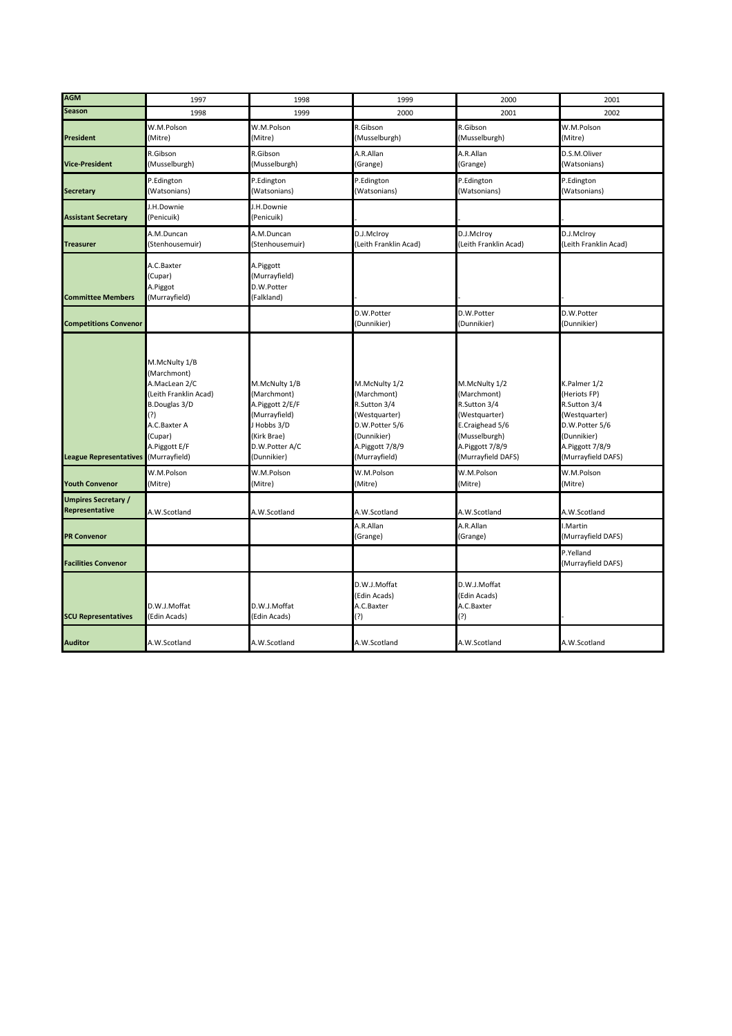| AGM | 1997 | 1998 | 1999 | 2000 | 2001 |
|---|---|---|---|---|---|
| **Season** | 1998 | 1999 | 2000 | 2001 | 2002 |
| **President** | W.M.Polson (Mitre) | W.M.Polson (Mitre) | R.Gibson (Musselburgh) | R.Gibson (Musselburgh) | W.M.Polson (Mitre) |
| **Vice-President** | R.Gibson (Musselburgh) | R.Gibson (Musselburgh) | A.R.Allan (Grange) | A.R.Allan (Grange) | D.S.M.Oliver (Watsonians) |
| **Secretary** | P.Edington (Watsonians) | P.Edington (Watsonians) | P.Edington (Watsonians) | P.Edington (Watsonians) | P.Edington (Watsonians) |
| **Assistant Secretary** | J.H.Downie (Penicuik) | J.H.Downie (Penicuik) | - | - | - |
| **Treasurer** | A.M.Duncan (Stenhousemuir) | A.M.Duncan (Stenhousemuir) | D.J.McIroy (Leith Franklin Acad) | D.J.McIroy (Leith Franklin Acad) | D.J.McIroy (Leith Franklin Acad) |
| **Committee Members** | A.C.Baxter (Cupar) A.Piggot (Murrayfield) | A.Piggott (Murrayfield) D.W.Potter (Falkland) | - | - | - |
| **Competitions Convenor** | | | D.W.Potter (Dunnikier) | D.W.Potter (Dunnikier) | D.W.Potter (Dunnikier) |
| **League Representatives** | M.McNulty 1/B (Marchmont) A.MacLean 2/C (Leith Franklin Acad) B.Douglas 3/D (?) A.C.Baxter A (Cupar) A.Piggott E/F (Murrayfield) | M.McNulty 1/B (Marchmont) A.Piggott 2/E/F (Murrayfield) J Hobbs 3/D (Kirk Brae) D.W.Potter A/C (Dunnikier) | M.McNulty 1/2 (Marchmont) R.Sutton 3/4 (Westquarter) D.W.Potter 5/6 (Dunnikier) A.Piggott 7/8/9 (Murrayfield) | M.McNulty 1/2 (Marchmont) R.Sutton 3/4 (Westquarter) E.Craighead 5/6 (Musselburgh) A.Piggott 7/8/9 (Murrayfield DAFS) | K.Palmer 1/2 (Heriots FP) R.Sutton 3/4 (Westquarter) D.W.Potter 5/6 (Dunnikier) A.Piggott 7/8/9 (Murrayfield DAFS) |
| **Youth Convenor** | W.M.Polson (Mitre) | W.M.Polson (Mitre) | W.M.Polson (Mitre) | W.M.Polson (Mitre) | W.M.Polson (Mitre) |
| **Umpires Secretary / Representative** | A.W.Scotland | A.W.Scotland | A.W.Scotland | A.W.Scotland | A.W.Scotland |
| **PR Convenor** | | | A.R.Allan (Grange) | A.R.Allan (Grange) | I.Martin (Murrayfield DAFS) |
| **Facilities Convenor** | | | | | P.Yelland (Murrayfield DAFS) |
| **SCU Representatives** | D.W.J.Moffat (Edin Acads) | D.W.J.Moffat (Edin Acads) | D.W.J.Moffat (Edin Acads) A.C.Baxter (?) | D.W.J.Moffat (Edin Acads) A.C.Baxter (?) | - |
| **Auditor** | A.W.Scotland | A.W.Scotland | A.W.Scotland | A.W.Scotland | A.W.Scotland |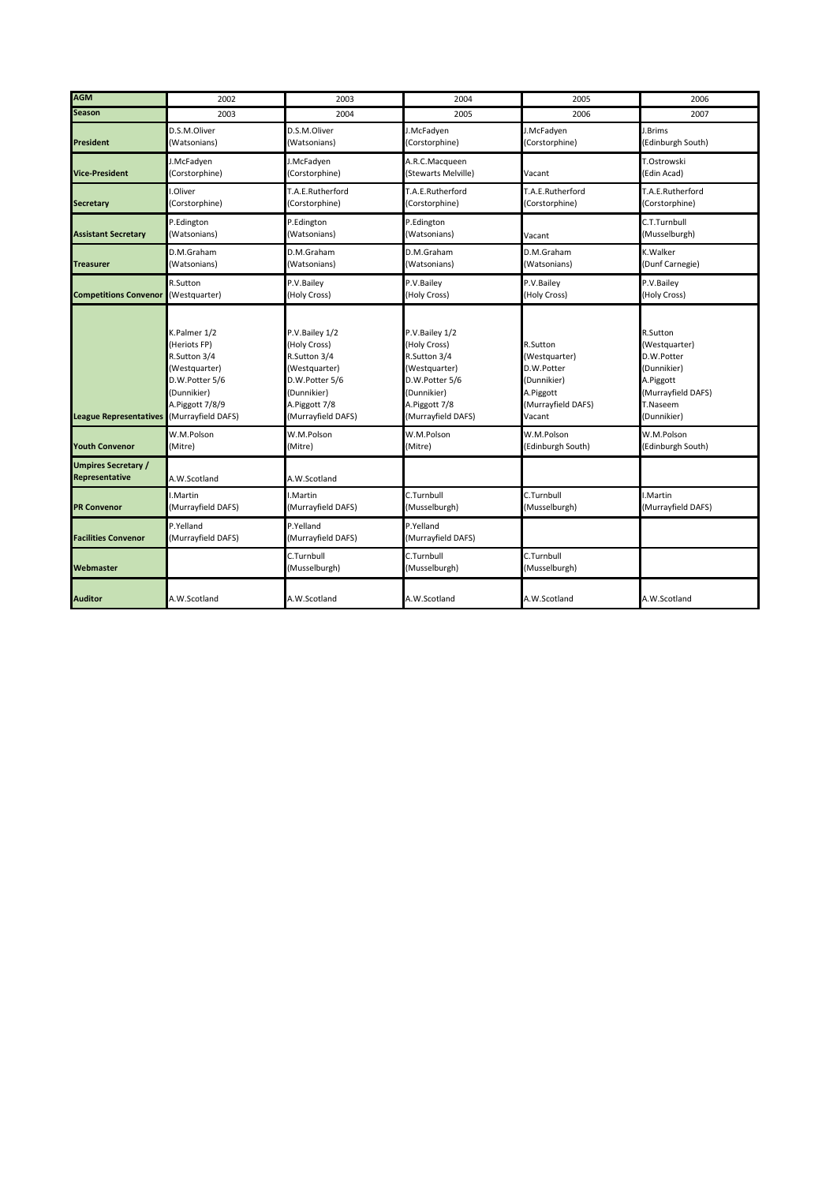| AGM | 2002 | 2003 | 2004 | 2005 | 2006 |
|---|---|---|---|---|---|
| **Season** | 2003 | 2004 | 2005 | 2006 | 2007 |
| **President** | D.S.M.Oliver (Watsonians) | D.S.M.Oliver (Watsonians) | J.McFadyen (Corstorphine) | J.McFadyen (Corstorphine) | J.Brims (Edinburgh South) |
| **Vice-President** | J.McFadyen (Corstorphine) | J.McFadyen (Corstorphine) | A.R.C.Macqueen (Stewarts Melville) | Vacant | T.Ostrowski (Edin Acad) |
| **Secretary** | I.Oliver (Corstorphine) | T.A.E.Rutherford (Corstorphine) | T.A.E.Rutherford (Corstorphine) | T.A.E.Rutherford (Corstorphine) | T.A.E.Rutherford (Corstorphine) |
| **Assistant Secretary** | P.Edington (Watsonians) | P.Edington (Watsonians) | P.Edington (Watsonians) | Vacant | C.T.Turnbull (Musselburgh) |
| **Treasurer** | D.M.Graham (Watsonians) | D.M.Graham (Watsonians) | D.M.Graham (Watsonians) | D.M.Graham (Watsonians) | K.Walker (Dunf Carnegie) |
| **Competitions Convenor** | R.Sutton (Westquarter) | P.V.Bailey (Holy Cross) | P.V.Bailey (Holy Cross) | P.V.Bailey (Holy Cross) | P.V.Bailey (Holy Cross) |
| **League Representatives** | K.Palmer 1/2 (Heriots FP) R.Sutton 3/4 (Westquarter) D.W.Potter 5/6 (Dunnikier) A.Piggott 7/8/9 (Murrayfield DAFS) | P.V.Bailey 1/2 (Holy Cross) R.Sutton 3/4 (Westquarter) D.W.Potter 5/6 (Dunnikier) A.Piggott 7/8 (Murrayfield DAFS) | P.V.Bailey 1/2 (Holy Cross) R.Sutton 3/4 (Westquarter) D.W.Potter 5/6 (Dunnikier) A.Piggott 7/8 (Murrayfield DAFS) | R.Sutton (Westquarter) D.W.Potter (Dunnikier) A.Piggott (Murrayfield DAFS) Vacant | R.Sutton (Westquarter) D.W.Potter (Dunnikier) A.Piggott (Murrayfield DAFS) T.Naseem (Dunnikier) |
| **Youth Convenor** | W.M.Polson (Mitre) | W.M.Polson (Mitre) | W.M.Polson (Mitre) | W.M.Polson (Edinburgh South) | W.M.Polson (Edinburgh South) |
| **Umpires Secretary / Representative** | A.W.Scotland | A.W.Scotland | | | |
| **PR Convenor** | I.Martin (Murrayfield DAFS) | I.Martin (Murrayfield DAFS) | C.Turnbull (Musselburgh) | C.Turnbull (Musselburgh) | I.Martin (Murrayfield DAFS) |
| **Facilities Convenor** | P.Yelland (Murrayfield DAFS) | P.Yelland (Murrayfield DAFS) | P.Yelland (Murrayfield DAFS) | | |
| **Webmaster** | | C.Turnbull (Musselburgh) | C.Turnbull (Musselburgh) | C.Turnbull (Musselburgh) | |
| **Auditor** | A.W.Scotland | A.W.Scotland | A.W.Scotland | A.W.Scotland | A.W.Scotland |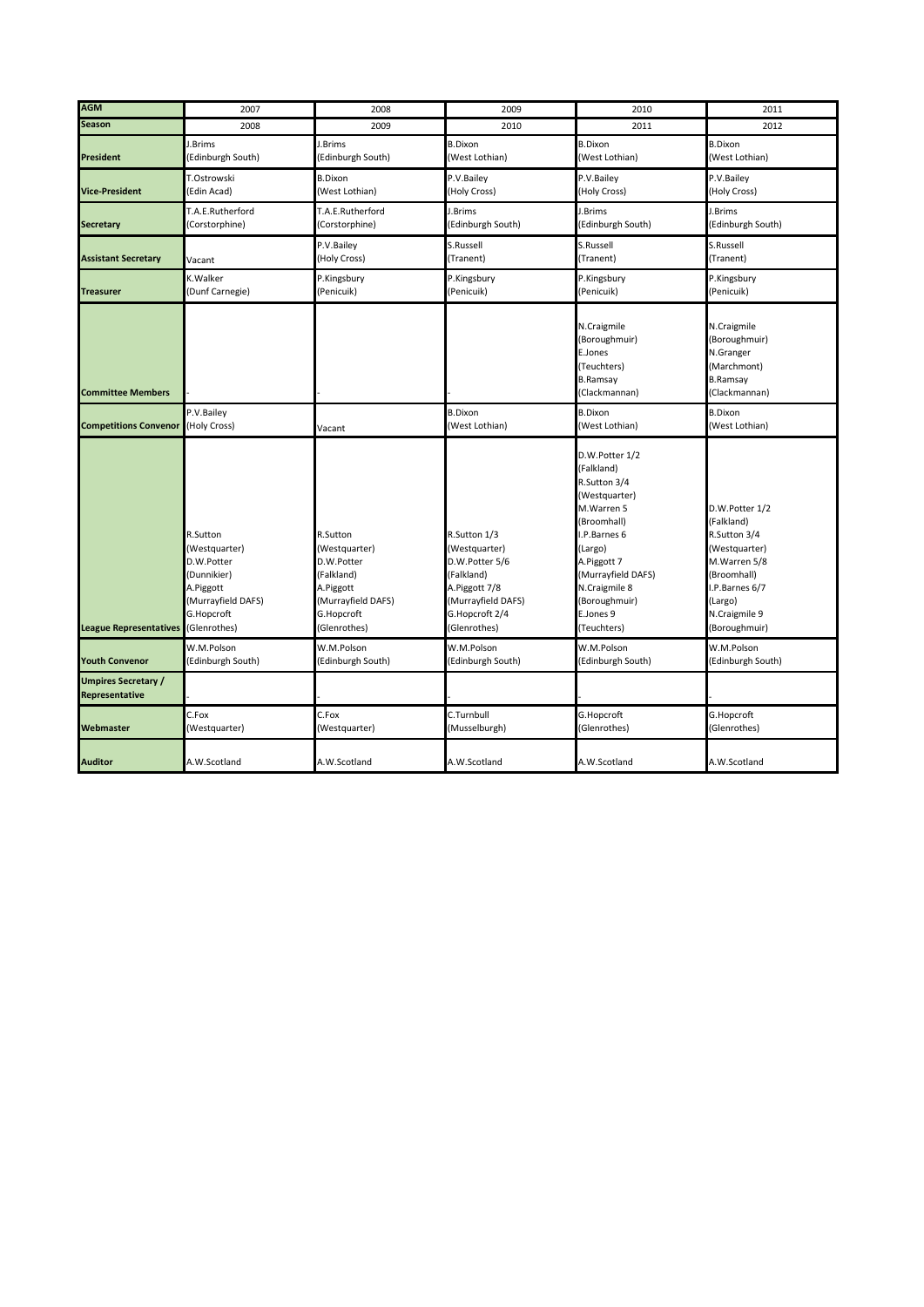| AGM | 2007 | 2008 | 2009 | 2010 | 2011 |
|---|---|---|---|---|---|
| **Season** | 2008 | 2009 | 2010 | 2011 | 2012 |
| **President** | J.Brims (Edinburgh South) | J.Brims (Edinburgh South) | B.Dixon (West Lothian) | B.Dixon (West Lothian) | B.Dixon (West Lothian) |
| **Vice-President** | T.Ostrowski (Edin Acad) | B.Dixon (West Lothian) | P.V.Bailey (Holy Cross) | P.V.Bailey (Holy Cross) | P.V.Bailey (Holy Cross) |
| **Secretary** | T.A.E.Rutherford (Corstorphine) | T.A.E.Rutherford (Corstorphine) | J.Brims (Edinburgh South) | J.Brims (Edinburgh South) | J.Brims (Edinburgh South) |
| **Assistant Secretary** | Vacant | P.V.Bailey (Holy Cross) | S.Russell (Tranent) | S.Russell (Tranent) | S.Russell (Tranent) |
| **Treasurer** | K.Walker (Dunf Carnegie) | P.Kingsbury (Penicuik) | P.Kingsbury (Penicuik) | P.Kingsbury (Penicuik) | P.Kingsbury (Penicuik) |
| **Committee Members** | - | - | - | N.Craigmile (Boroughmuir) E.Jones (Teuchters) B.Ramsay (Clackmannan) | N.Craigmile (Boroughmuir) N.Granger (Marchmont) B.Ramsay (Clackmannan) |
| **Competitions Convenor** | P.V.Bailey (Holy Cross) | Vacant | B.Dixon (West Lothian) | B.Dixon (West Lothian) | B.Dixon (West Lothian) |
| **League Representatives** | R.Sutton (Westquarter) D.W.Potter (Dunnikier) A.Piggott (Murrayfield DAFS) G.Hopcroft (Glenrothes) | R.Sutton (Westquarter) D.W.Potter (Falkland) A.Piggott (Murrayfield DAFS) G.Hopcroft (Glenrothes) | R.Sutton 1/3 (Westquarter) D.W.Potter 5/6 (Falkland) A.Piggott 7/8 (Murrayfield DAFS) G.Hopcroft 2/4 (Glenrothes) | D.W.Potter 1/2 (Falkland) R.Sutton 3/4 (Westquarter) M.Warren 5 (Broomhall) I.P.Barnes 6 (Largo) A.Piggott 7 (Murrayfield DAFS) N.Craigmile 8 (Boroughmuir) E.Jones 9 (Teuchters) | D.W.Potter 1/2 (Falkland) R.Sutton 3/4 (Westquarter) M.Warren 5/8 (Broomhall) I.P.Barnes 6/7 (Largo) N.Craigmile 9 (Boroughmuir) |
| **Youth Convenor** | W.M.Polson (Edinburgh South) | W.M.Polson (Edinburgh South) | W.M.Polson (Edinburgh South) | W.M.Polson (Edinburgh South) | W.M.Polson (Edinburgh South) |
| **Umpires Secretary / Representative** | - | - | - | - | - |
| **Webmaster** | C.Fox (Westquarter) | C.Fox (Westquarter) | C.Turnbull (Musselburgh) | G.Hopcroft (Glenrothes) | G.Hopcroft (Glenrothes) |
| **Auditor** | A.W.Scotland | A.W.Scotland | A.W.Scotland | A.W.Scotland | A.W.Scotland |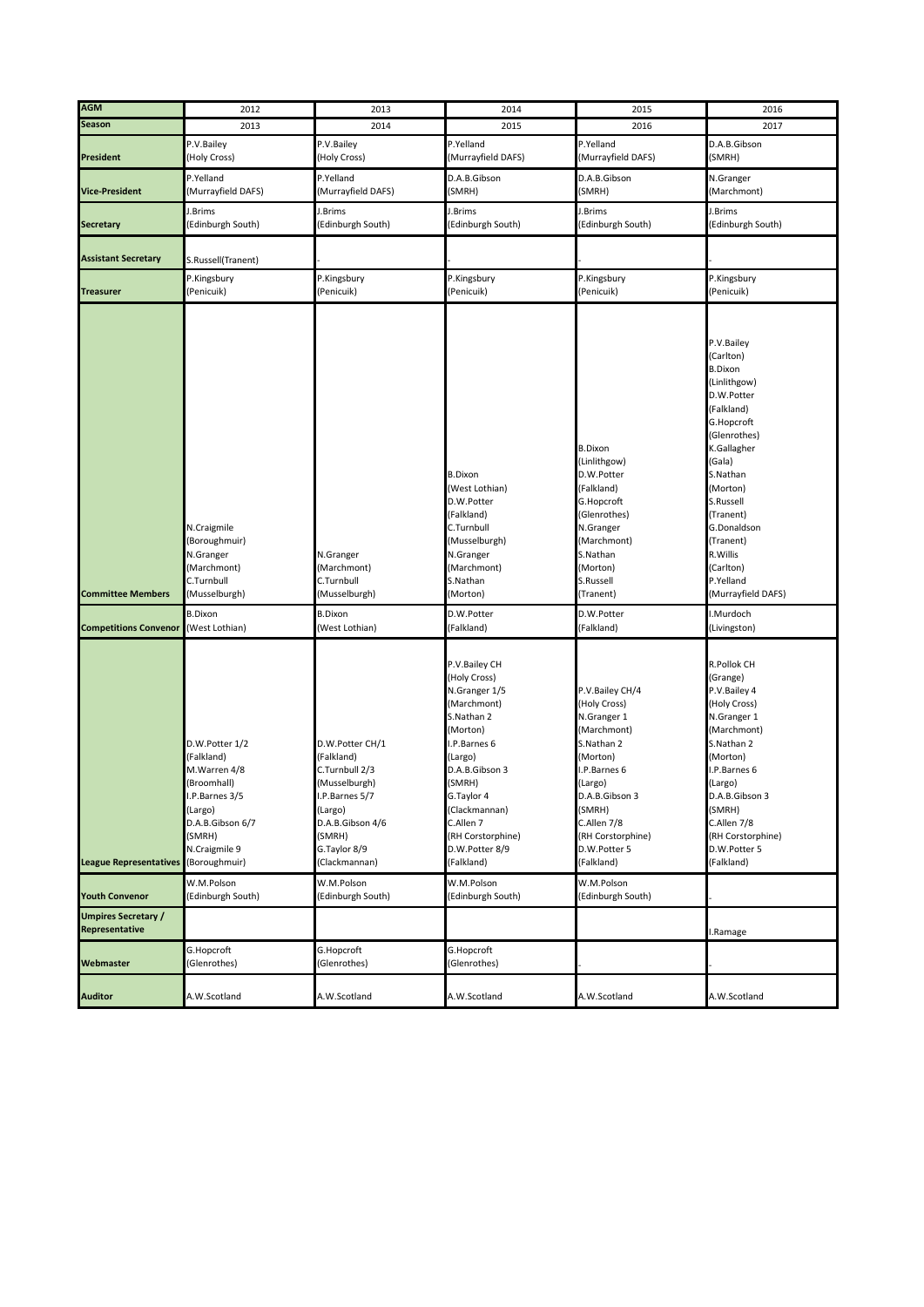| AGM | 2012 | 2013 | 2014 | 2015 | 2016 |
|---|---|---|---|---|---|
| **Season** | 2013 | 2014 | 2015 | 2016 | 2017 |
| **President** | P.V.Bailey (Holy Cross) | P.V.Bailey (Holy Cross) | P.Yelland (Murrayfield DAFS) | P.Yelland (Murrayfield DAFS) | D.A.B.Gibson (SMRH) |
| **Vice-President** | P.Yelland (Murrayfield DAFS) | P.Yelland (Murrayfield DAFS) | D.A.B.Gibson (SMRH) | D.A.B.Gibson (SMRH) | N.Granger (Marchmont) |
| **Secretary** | J.Brims (Edinburgh South) | J.Brims (Edinburgh South) | J.Brims (Edinburgh South) | J.Brims (Edinburgh South) | J.Brims (Edinburgh South) |
| **Assistant Secretary** | S.Russell(Tranent) | - | - | - | - |
| **Treasurer** | P.Kingsbury (Penicuik) | P.Kingsbury (Penicuik) | P.Kingsbury (Penicuik) | P.Kingsbury (Penicuik) | P.Kingsbury (Penicuik) |
| **Committee Members** | N.Craigmile (Boroughmuir) N.Granger (Marchmont) C.Turnbull (Musselburgh) | N.Granger (Marchmont) C.Turnbull (Musselburgh) | B.Dixon (West Lothian) D.W.Potter (Falkland) C.Turnbull (Musselburgh) N.Granger (Marchmont) S.Nathan (Morton) | B.Dixon (Linlithgow) D.W.Potter (Falkland) G.Hopcroft (Glenrothes) N.Granger (Marchmont) S.Nathan (Morton) S.Russell (Tranent) | P.V.Bailey (Carlton) B.Dixon (Linlithgow) D.W.Potter (Falkland) G.Hopcroft (Glenrothes) K.Gallagher (Gala) S.Nathan (Morton) S.Russell (Tranent) G.Donaldson (Tranent) R.Willis (Carlton) P.Yelland (Murrayfield DAFS) |
| **Competitions Convenor** | B.Dixon (West Lothian) | B.Dixon (West Lothian) | D.W.Potter (Falkland) | D.W.Potter (Falkland) | I.Murdoch (Livingston) |
| **League Representatives** | D.W.Potter 1/2 (Falkland) M.Warren 4/8 (Broomhall) I.P.Barnes 3/5 (Largo) D.A.B.Gibson 6/7 (SMRH) N.Craigmile 9 (Boroughmuir) | D.W.Potter CH/1 (Falkland) C.Turnbull 2/3 (Musselburgh) I.P.Barnes 5/7 (Largo) D.A.B.Gibson 4/6 (SMRH) G.Taylor 8/9 (Clackmannan) | P.V.Bailey CH (Holy Cross) N.Granger 1/5 (Marchmont) S.Nathan 2 (Morton) I.P.Barnes 6 (Largo) D.A.B.Gibson 3 (SMRH) G.Taylor 4 (Clackmannan) C.Allen 7 (RH Corstorphine) D.W.Potter 8/9 (Falkland) | P.V.Bailey CH/4 (Holy Cross) N.Granger 1 (Marchmont) S.Nathan 2 (Morton) I.P.Barnes 6 (Largo) D.A.B.Gibson 3 (SMRH) C.Allen 7/8 (RH Corstorphine) D.W.Potter 5 (Falkland) | R.Pollok CH (Grange) P.V.Bailey 4 (Holy Cross) N.Granger 1 (Marchmont) S.Nathan 2 (Morton) I.P.Barnes 6 (Largo) D.A.B.Gibson 3 (SMRH) C.Allen 7/8 (RH Corstorphine) D.W.Potter 5 (Falkland) |
| **Youth Convenor** | W.M.Polson (Edinburgh South) | W.M.Polson (Edinburgh South) | W.M.Polson (Edinburgh South) | W.M.Polson (Edinburgh South) | - |
| **Umpires Secretary / Representative** | | | | | I.Ramage |
| **Webmaster** | G.Hopcroft (Glenrothes) | G.Hopcroft (Glenrothes) | G.Hopcroft (Glenrothes) | - | - |
| **Auditor** | A.W.Scotland | A.W.Scotland | A.W.Scotland | A.W.Scotland | A.W.Scotland |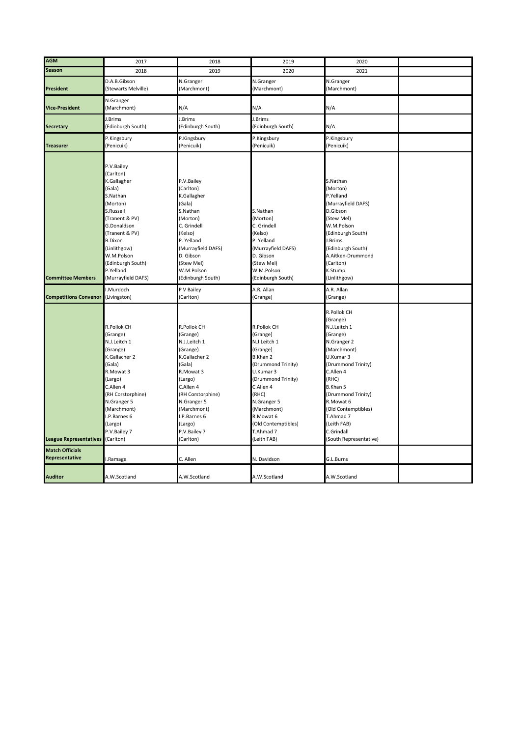| AGM | 2017 | 2018 | 2019 | 2020 | |
|---|---|---|---|---|---|
| **Season** | 2018 | 2019 | 2020 | 2021 | |
| **President** | D.A.B.Gibson (Stewarts Melville) | N.Granger (Marchmont) | N.Granger (Marchmont) | N.Granger (Marchmont) | |
| **Vice-President** | N.Granger (Marchmont) | N/A | N/A | N/A | |
| **Secretary** | J.Brims (Edinburgh South) | J.Brims (Edinburgh South) | J.Brims (Edinburgh South) | N/A | |
| **Treasurer** | P.Kingsbury (Penicuik) | P.Kingsbury (Penicuik) | P.Kingsbury (Penicuik) | P.Kingsbury (Penicuik) | |
| **Committee Members** | P.V.Bailey (Carlton) K.Gallagher (Gala) S.Nathan (Morton) S.Russell (Tranent & PV) G.Donaldson (Tranent & PV) B.Dixon (Linlithgow) W.M.Polson (Edinburgh South) P.Yelland (Murrayfield DAFS) | P.V.Bailey (Carlton) K.Gallagher (Gala) S.Nathan (Morton) C. Grindell (Kelso) P. Yelland (Murrayfield DAFS) D. Gibson (Stew Mel) W.M.Polson (Edinburgh South) | S.Nathan (Morton) C. Grindell (Kelso) P. Yelland (Murrayfield DAFS) D. Gibson (Stew Mel) W.M.Polson (Edinburgh South) | S.Nathan (Morton) P.Yelland (Murrayfield DAFS) D.Gibson (Stew Mel) W.M.Polson (Edinburgh South) J.Brims (Edinburgh South) A.Aitken-Drummond (Carlton) K.Stump (Linlithgow) | |
| **Competitions Convenor** | I.Murdoch (Livingston) | P V Bailey (Carlton) | A.R. Allan (Grange) | A.R. Allan (Grange) | |
| **League Representatives** | R.Pollok CH (Grange) N.J.Leitch 1 (Grange) K.Gallacher 2 (Gala) R.Mowat 3 (Largo) C.Allen 4 (RH Corstorphine) N.Granger 5 (Marchmont) I.P.Barnes 6 (Largo) P.V.Bailey 7 (Carlton) | R.Pollok CH (Grange) N.J.Leitch 1 (Grange) K.Gallacher 2 (Gala) R.Mowat 3 (Largo) C.Allen 4 (RH Corstorphine) N.Granger 5 (Marchmont) I.P.Barnes 6 (Largo) P.V.Bailey 7 (Carlton) | R.Pollok CH (Grange) N.J.Leitch 1 (Grange) B.Khan 2 (Drummond Trinity) U.Kumar 3 (Drummond Trinity) C.Allen 4 (RHC) N.Granger 5 (Marchmont) R.Mowat 6 (Old Contemptibles) T.Ahmad 7 (Leith FAB) | R.Pollok CH (Grange) N.J.Leitch 1 (Grange) N.Granger 2 (Marchmont) U.Kumar 3 (Drummond Trinity) C.Allen 4 (RHC) B.Khan 5 (Drummond Trinity) R.Mowat 6 (Old Contemptibles) T.Ahmad 7 (Leith FAB) C.Grindall (South Representative) | |
| **Match Officials Representative** | I.Ramage | C. Allen | N. Davidson | G.L.Burns | |
| **Auditor** | A.W.Scotland | A.W.Scotland | A.W.Scotland | A.W.Scotland | |